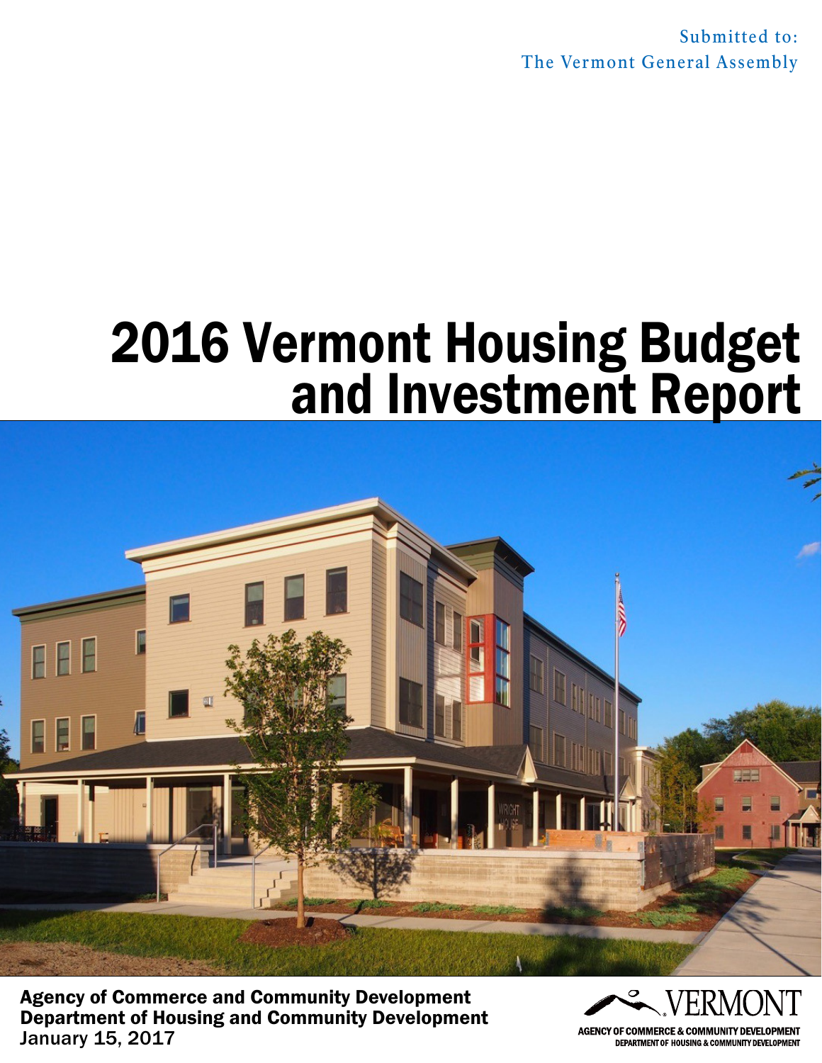Submitted to:
The Vermont General Assembly

# 2016 Vermont Housing Budget and Investment Report

**Agency of Commerce and Community Development**
**Department of Housing and Community Development**
January 15, 2017

VERMONT
AGENCY OF COMMERCE & COMMUNITY DEVELOPMENT
DEPARTMENT OF HOUSING & COMMUNITY DEVELOPMENT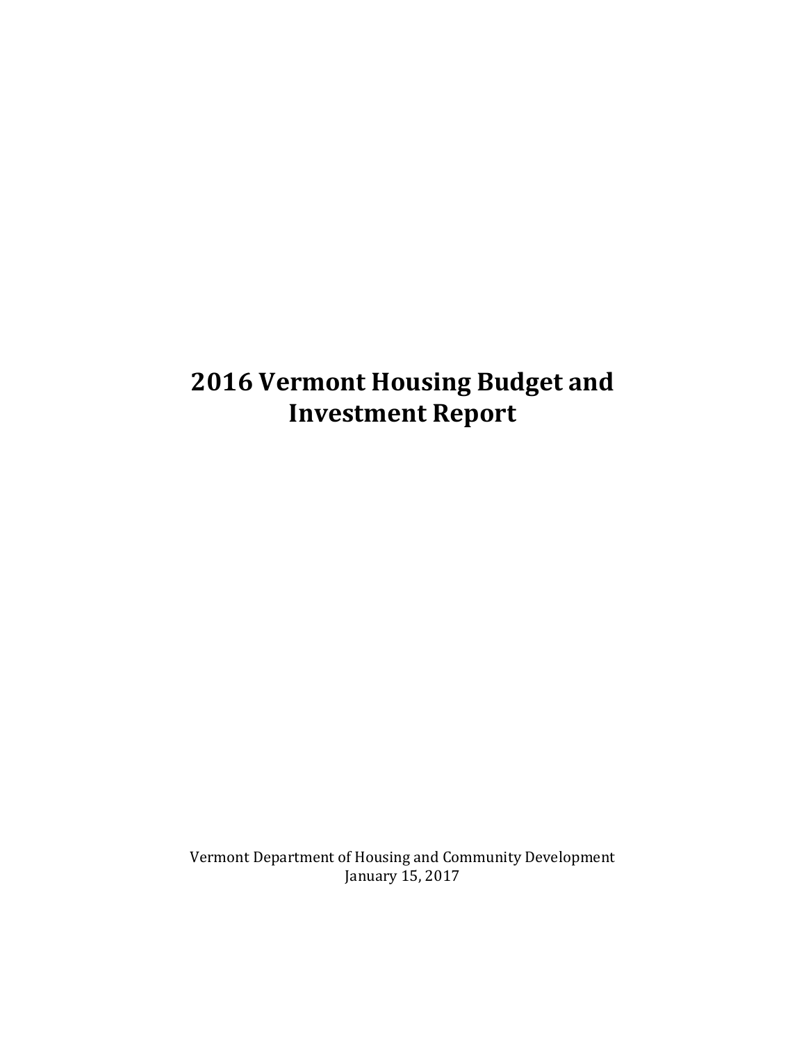# 2016 Vermont Housing Budget and Investment Report

Vermont Department of Housing and Community Development
January 15, 2017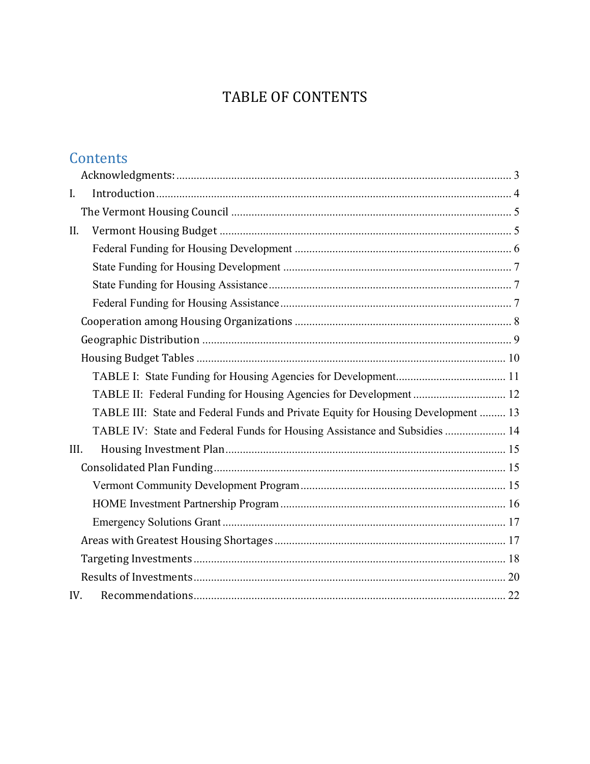# TABLE OF CONTENTS

## Contents

Acknowledgments: ........................................ 3

I. Introduction ........................................ 4

The Vermont Housing Council ........................................ 5

II. Vermont Housing Budget ........................................ 5

- Federal Funding for Housing Development ........................................ 6
- State Funding for Housing Development ........................................ 7
- State Funding for Housing Assistance ........................................ 7
- Federal Funding for Housing Assistance ........................................ 7

Cooperation among Housing Organizations ........................................ 8

Geographic Distribution ........................................ 9

Housing Budget Tables ........................................ 10

- TABLE I: State Funding for Housing Agencies for Development ........................................ 11
- TABLE II: Federal Funding for Housing Agencies for Development ........................................ 12
- TABLE III: State and Federal Funds and Private Equity for Housing Development ........................................ 13
- TABLE IV: State and Federal Funds for Housing Assistance and Subsidies ........................................ 14

III. Housing Investment Plan ........................................ 15

Consolidated Plan Funding ........................................ 15

- Vermont Community Development Program ........................................ 15
- HOME Investment Partnership Program ........................................ 16
- Emergency Solutions Grant ........................................ 17

Areas with Greatest Housing Shortages ........................................ 17

Targeting Investments ........................................ 18

Results of Investments ........................................ 20

IV. Recommendations ........................................ 22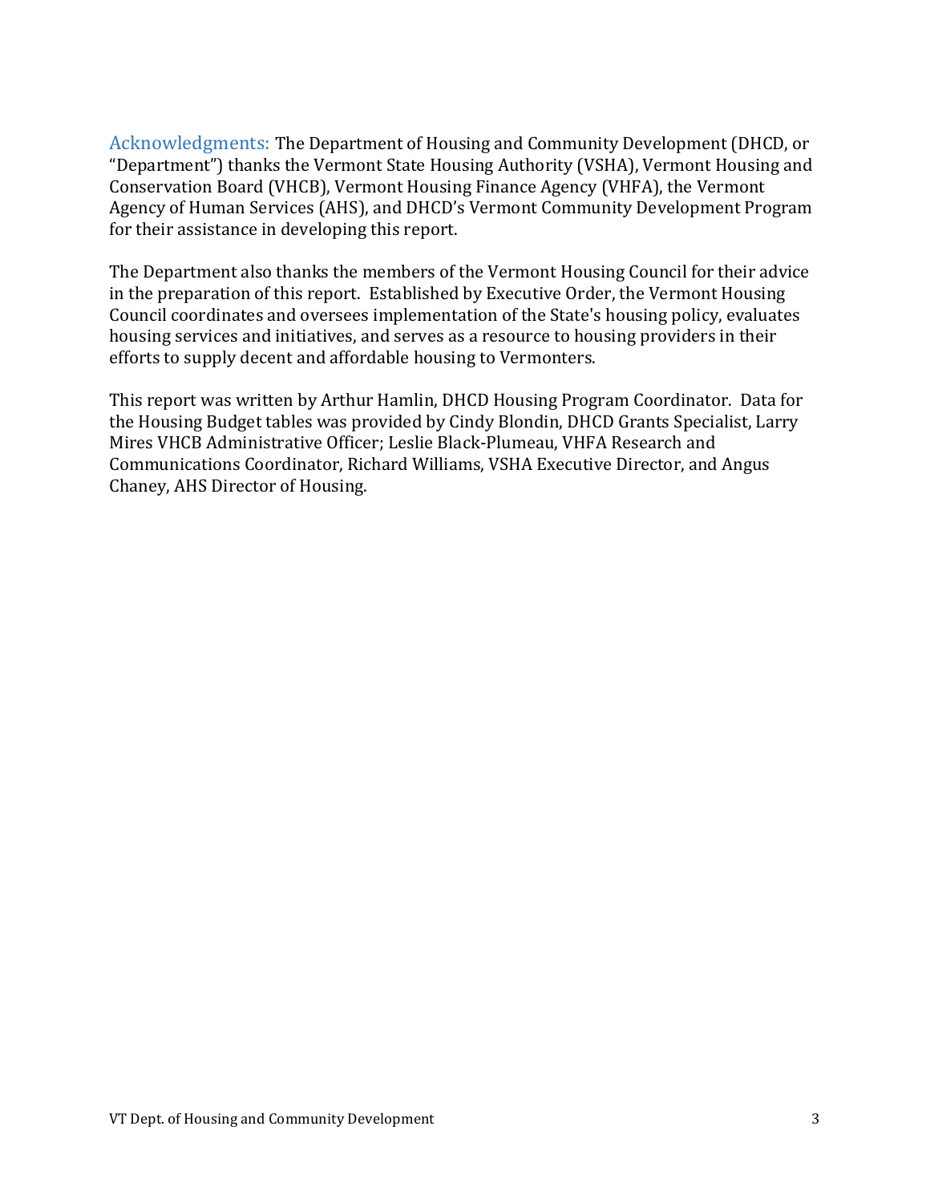Acknowledgments: The Department of Housing and Community Development (DHCD, or "Department") thanks the Vermont State Housing Authority (VSHA), Vermont Housing and Conservation Board (VHCB), Vermont Housing Finance Agency (VHFA), the Vermont Agency of Human Services (AHS), and DHCD's Vermont Community Development Program for their assistance in developing this report.

The Department also thanks the members of the Vermont Housing Council for their advice in the preparation of this report. Established by Executive Order, the Vermont Housing Council coordinates and oversees implementation of the State's housing policy, evaluates housing services and initiatives, and serves as a resource to housing providers in their efforts to supply decent and affordable housing to Vermonters.

This report was written by Arthur Hamlin, DHCD Housing Program Coordinator. Data for the Housing Budget tables was provided by Cindy Blondin, DHCD Grants Specialist, Larry Mires VHCB Administrative Officer; Leslie Black-Plumeau, VHFA Research and Communications Coordinator, Richard Williams, VSHA Executive Director, and Angus Chaney, AHS Director of Housing.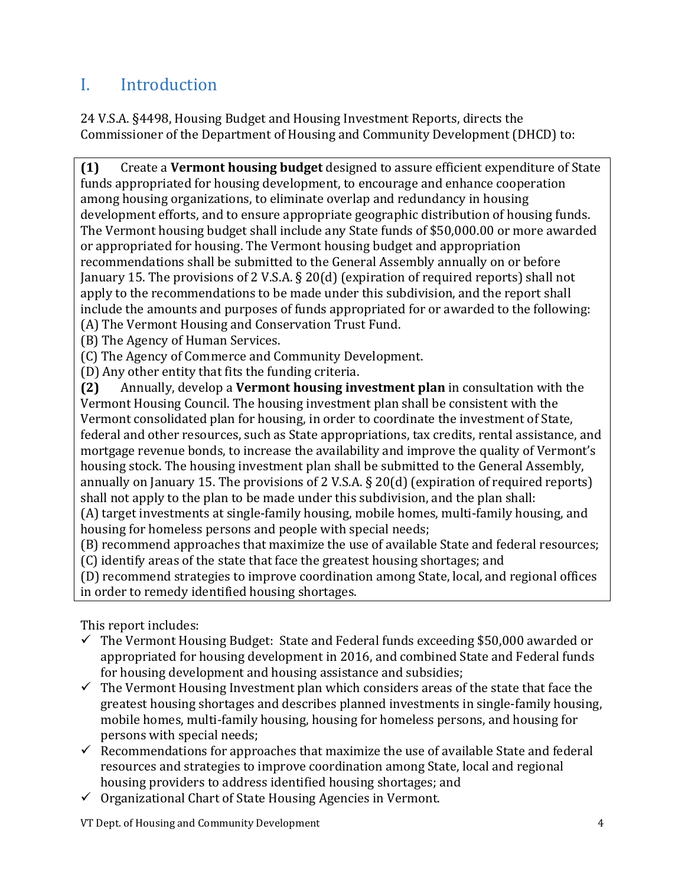# I. Introduction

24 V.S.A. §4498, Housing Budget and Housing Investment Reports, directs the Commissioner of the Department of Housing and Community Development (DHCD) to:

> **(1)** Create a **Vermont housing budget** designed to assure efficient expenditure of State funds appropriated for housing development, to encourage and enhance cooperation among housing organizations, to eliminate overlap and redundancy in housing development efforts, and to ensure appropriate geographic distribution of housing funds. The Vermont housing budget shall include any State funds of $50,000.00 or more awarded or appropriated for housing. The Vermont housing budget and appropriation recommendations shall be submitted to the General Assembly annually on or before January 15. The provisions of 2 V.S.A. § 20(d) (expiration of required reports) shall not apply to the recommendations to be made under this subdivision, and the report shall include the amounts and purposes of funds appropriated for or awarded to the following:
> (A) The Vermont Housing and Conservation Trust Fund.
> (B) The Agency of Human Services.
> (C) The Agency of Commerce and Community Development.
> (D) Any other entity that fits the funding criteria.
>
> **(2)** Annually, develop a **Vermont housing investment plan** in consultation with the Vermont Housing Council. The housing investment plan shall be consistent with the Vermont consolidated plan for housing, in order to coordinate the investment of State, federal and other resources, such as State appropriations, tax credits, rental assistance, and mortgage revenue bonds, to increase the availability and improve the quality of Vermont's housing stock. The housing investment plan shall be submitted to the General Assembly, annually on January 15. The provisions of 2 V.S.A. § 20(d) (expiration of required reports) shall not apply to the plan to be made under this subdivision, and the plan shall:
> (A) target investments at single-family housing, mobile homes, multi-family housing, and housing for homeless persons and people with special needs;
> (B) recommend approaches that maximize the use of available State and federal resources;
> (C) identify areas of the state that face the greatest housing shortages; and
> (D) recommend strategies to improve coordination among State, local, and regional offices in order to remedy identified housing shortages.

This report includes:

- ✓ The Vermont Housing Budget: State and Federal funds exceeding $50,000 awarded or appropriated for housing development in 2016, and combined State and Federal funds for housing development and housing assistance and subsidies;
- ✓ The Vermont Housing Investment plan which considers areas of the state that face the greatest housing shortages and describes planned investments in single-family housing, mobile homes, multi-family housing, housing for homeless persons, and housing for persons with special needs;
- ✓ Recommendations for approaches that maximize the use of available State and federal resources and strategies to improve coordination among State, local and regional housing providers to address identified housing shortages; and
- ✓ Organizational Chart of State Housing Agencies in Vermont.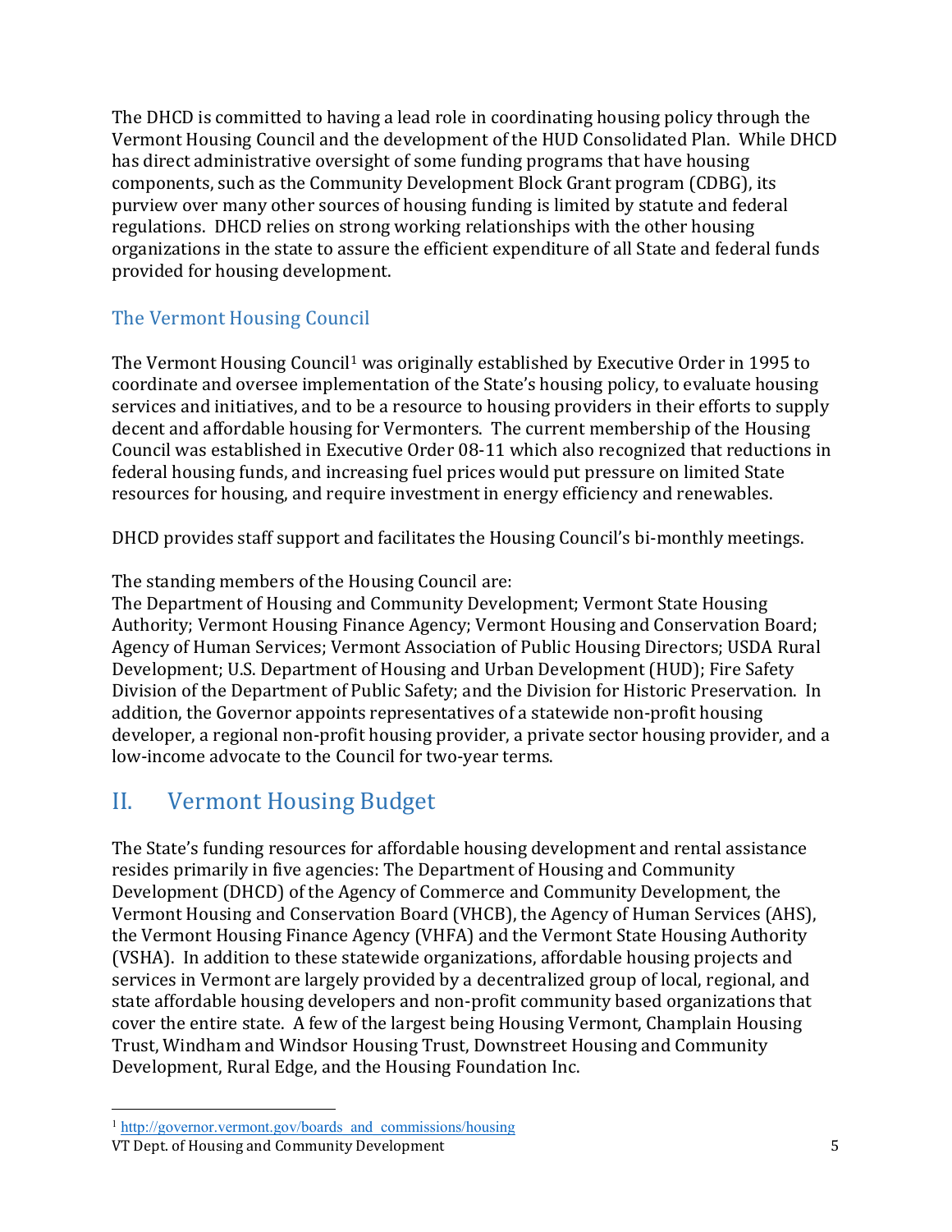The DHCD is committed to having a lead role in coordinating housing policy through the Vermont Housing Council and the development of the HUD Consolidated Plan. While DHCD has direct administrative oversight of some funding programs that have housing components, such as the Community Development Block Grant program (CDBG), its purview over many other sources of housing funding is limited by statute and federal regulations. DHCD relies on strong working relationships with the other housing organizations in the state to assure the efficient expenditure of all State and federal funds provided for housing development.

### The Vermont Housing Council

The Vermont Housing Council[1] was originally established by Executive Order in 1995 to coordinate and oversee implementation of the State's housing policy, to evaluate housing services and initiatives, and to be a resource to housing providers in their efforts to supply decent and affordable housing for Vermonters. The current membership of the Housing Council was established in Executive Order 08-11 which also recognized that reductions in federal housing funds, and increasing fuel prices would put pressure on limited State resources for housing, and require investment in energy efficiency and renewables.

DHCD provides staff support and facilitates the Housing Council's bi-monthly meetings.

The standing members of the Housing Council are:
The Department of Housing and Community Development; Vermont State Housing Authority; Vermont Housing Finance Agency; Vermont Housing and Conservation Board; Agency of Human Services; Vermont Association of Public Housing Directors; USDA Rural Development; U.S. Department of Housing and Urban Development (HUD); Fire Safety Division of the Department of Public Safety; and the Division for Historic Preservation. In addition, the Governor appoints representatives of a statewide non-profit housing developer, a regional non-profit housing provider, a private sector housing provider, and a low-income advocate to the Council for two-year terms.

## II. Vermont Housing Budget

The State's funding resources for affordable housing development and rental assistance resides primarily in five agencies: The Department of Housing and Community Development (DHCD) of the Agency of Commerce and Community Development, the Vermont Housing and Conservation Board (VHCB), the Agency of Human Services (AHS), the Vermont Housing Finance Agency (VHFA) and the Vermont State Housing Authority (VSHA). In addition to these statewide organizations, affordable housing projects and services in Vermont are largely provided by a decentralized group of local, regional, and state affordable housing developers and non-profit community based organizations that cover the entire state. A few of the largest being Housing Vermont, Champlain Housing Trust, Windham and Windsor Housing Trust, Downstreet Housing and Community Development, Rural Edge, and the Housing Foundation Inc.

[1] http://governor.vermont.gov/boards_and_commissions/housing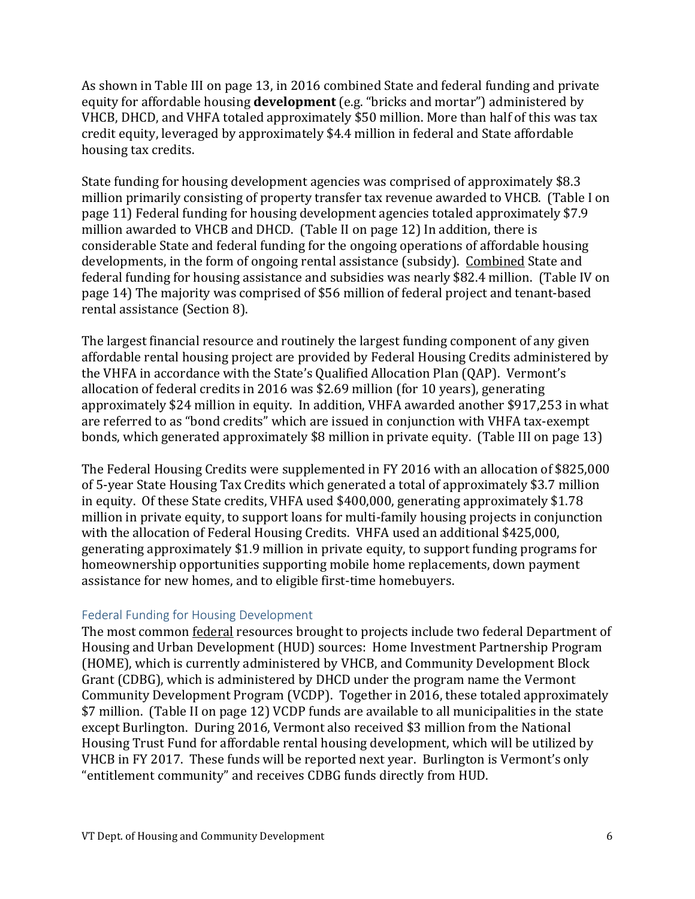As shown in Table III on page 13, in 2016 combined State and federal funding and private equity for affordable housing **development** (e.g. "bricks and mortar") administered by VHCB, DHCD, and VHFA totaled approximately $50 million. More than half of this was tax credit equity, leveraged by approximately $4.4 million in federal and State affordable housing tax credits.

State funding for housing development agencies was comprised of approximately $8.3 million primarily consisting of property transfer tax revenue awarded to VHCB. (Table I on page 11) Federal funding for housing development agencies totaled approximately $7.9 million awarded to VHCB and DHCD. (Table II on page 12) In addition, there is considerable State and federal funding for the ongoing operations of affordable housing developments, in the form of ongoing rental assistance (subsidy). Combined State and federal funding for housing assistance and subsidies was nearly $82.4 million. (Table IV on page 14) The majority was comprised of $56 million of federal project and tenant-based rental assistance (Section 8).

The largest financial resource and routinely the largest funding component of any given affordable rental housing project are provided by Federal Housing Credits administered by the VHFA in accordance with the State's Qualified Allocation Plan (QAP). Vermont's allocation of federal credits in 2016 was $2.69 million (for 10 years), generating approximately $24 million in equity. In addition, VHFA awarded another $917,253 in what are referred to as "bond credits" which are issued in conjunction with VHFA tax-exempt bonds, which generated approximately $8 million in private equity. (Table III on page 13)

The Federal Housing Credits were supplemented in FY 2016 with an allocation of $825,000 of 5-year State Housing Tax Credits which generated a total of approximately $3.7 million in equity. Of these State credits, VHFA used $400,000, generating approximately $1.78 million in private equity, to support loans for multi-family housing projects in conjunction with the allocation of Federal Housing Credits. VHFA used an additional $425,000, generating approximately $1.9 million in private equity, to support funding programs for homeownership opportunities supporting mobile home replacements, down payment assistance for new homes, and to eligible first-time homebuyers.

## Federal Funding for Housing Development

The most common federal resources brought to projects include two federal Department of Housing and Urban Development (HUD) sources: Home Investment Partnership Program (HOME), which is currently administered by VHCB, and Community Development Block Grant (CDBG), which is administered by DHCD under the program name the Vermont Community Development Program (VCDP). Together in 2016, these totaled approximately $7 million. (Table II on page 12) VCDP funds are available to all municipalities in the state except Burlington. During 2016, Vermont also received $3 million from the National Housing Trust Fund for affordable rental housing development, which will be utilized by VHCB in FY 2017. These funds will be reported next year. Burlington is Vermont's only "entitlement community" and receives CDBG funds directly from HUD.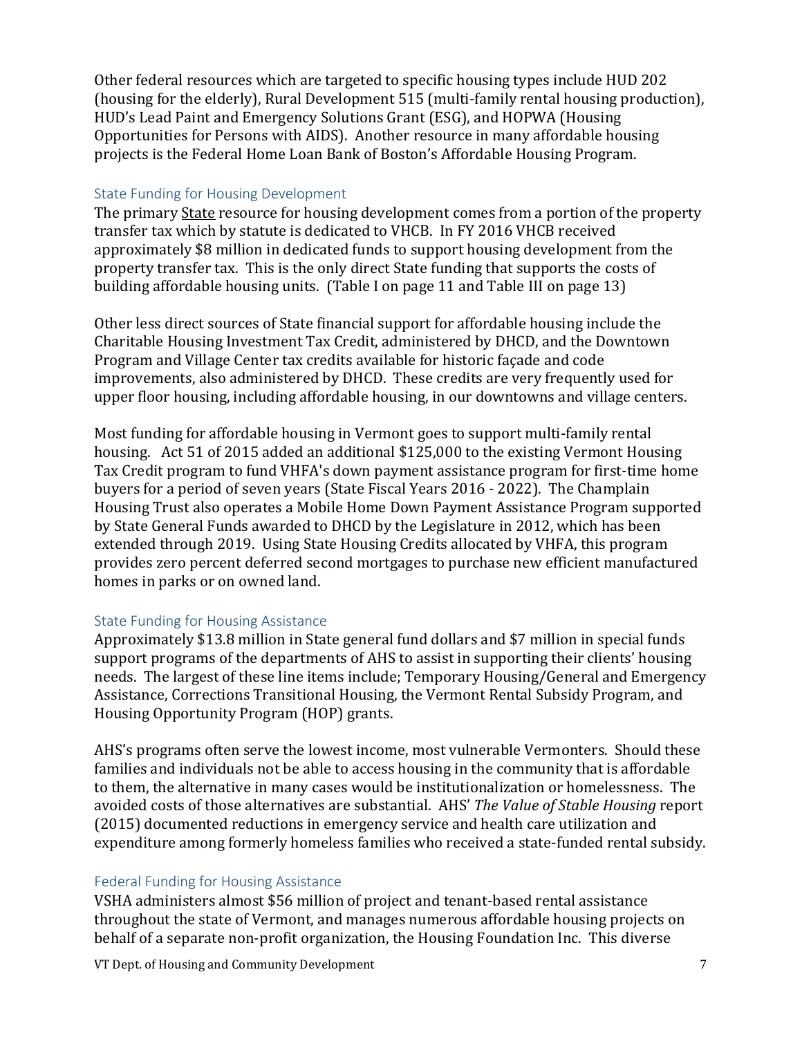Other federal resources which are targeted to specific housing types include HUD 202 (housing for the elderly), Rural Development 515 (multi-family rental housing production), HUD's Lead Paint and Emergency Solutions Grant (ESG), and HOPWA (Housing Opportunities for Persons with AIDS). Another resource in many affordable housing projects is the Federal Home Loan Bank of Boston's Affordable Housing Program.

### State Funding for Housing Development

The primary State resource for housing development comes from a portion of the property transfer tax which by statute is dedicated to VHCB. In FY 2016 VHCB received approximately $8 million in dedicated funds to support housing development from the property transfer tax. This is the only direct State funding that supports the costs of building affordable housing units. (Table I on page 11 and Table III on page 13)

Other less direct sources of State financial support for affordable housing include the Charitable Housing Investment Tax Credit, administered by DHCD, and the Downtown Program and Village Center tax credits available for historic façade and code improvements, also administered by DHCD. These credits are very frequently used for upper floor housing, including affordable housing, in our downtowns and village centers.

Most funding for affordable housing in Vermont goes to support multi-family rental housing. Act 51 of 2015 added an additional $125,000 to the existing Vermont Housing Tax Credit program to fund VHFA's down payment assistance program for first-time home buyers for a period of seven years (State Fiscal Years 2016 - 2022). The Champlain Housing Trust also operates a Mobile Home Down Payment Assistance Program supported by State General Funds awarded to DHCD by the Legislature in 2012, which has been extended through 2019. Using State Housing Credits allocated by VHFA, this program provides zero percent deferred second mortgages to purchase new efficient manufactured homes in parks or on owned land.

### State Funding for Housing Assistance

Approximately $13.8 million in State general fund dollars and $7 million in special funds support programs of the departments of AHS to assist in supporting their clients' housing needs. The largest of these line items include; Temporary Housing/General and Emergency Assistance, Corrections Transitional Housing, the Vermont Rental Subsidy Program, and Housing Opportunity Program (HOP) grants.

AHS's programs often serve the lowest income, most vulnerable Vermonters. Should these families and individuals not be able to access housing in the community that is affordable to them, the alternative in many cases would be institutionalization or homelessness. The avoided costs of those alternatives are substantial. AHS' *The Value of Stable Housing* report (2015) documented reductions in emergency service and health care utilization and expenditure among formerly homeless families who received a state-funded rental subsidy.

### Federal Funding for Housing Assistance

VSHA administers almost $56 million of project and tenant-based rental assistance throughout the state of Vermont, and manages numerous affordable housing projects on behalf of a separate non-profit organization, the Housing Foundation Inc. This diverse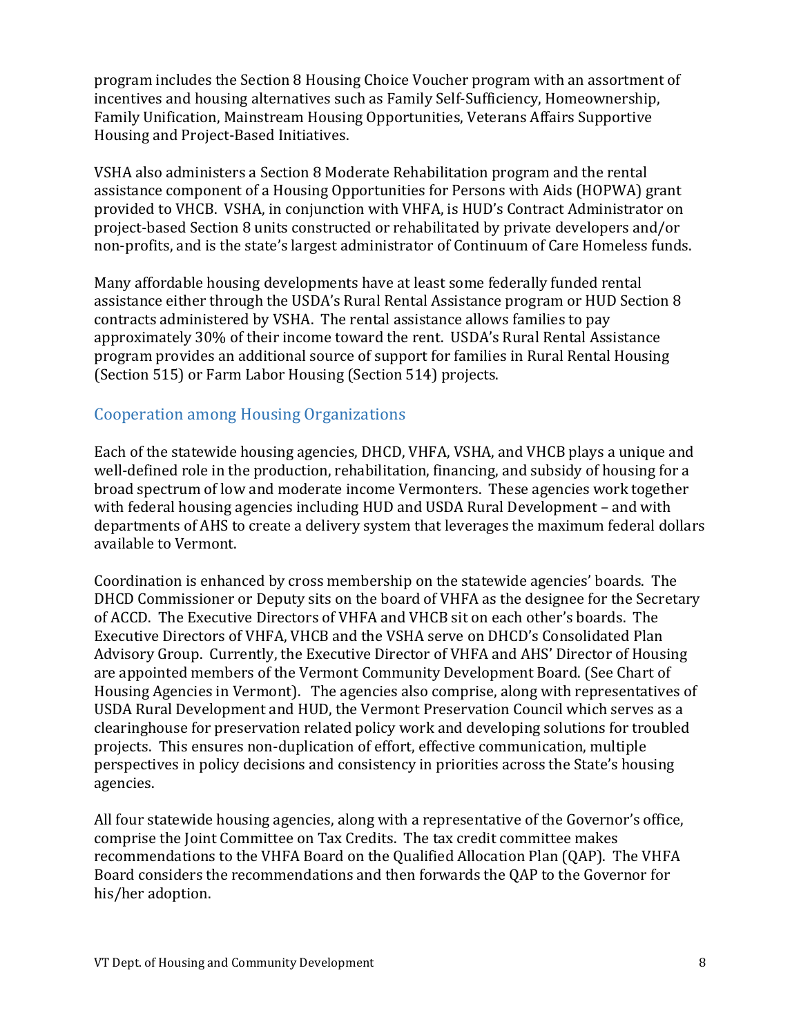program includes the Section 8 Housing Choice Voucher program with an assortment of incentives and housing alternatives such as Family Self-Sufficiency, Homeownership, Family Unification, Mainstream Housing Opportunities, Veterans Affairs Supportive Housing and Project-Based Initiatives.

VSHA also administers a Section 8 Moderate Rehabilitation program and the rental assistance component of a Housing Opportunities for Persons with Aids (HOPWA) grant provided to VHCB. VSHA, in conjunction with VHFA, is HUD's Contract Administrator on project-based Section 8 units constructed or rehabilitated by private developers and/or non-profits, and is the state's largest administrator of Continuum of Care Homeless funds.

Many affordable housing developments have at least some federally funded rental assistance either through the USDA's Rural Rental Assistance program or HUD Section 8 contracts administered by VSHA. The rental assistance allows families to pay approximately 30% of their income toward the rent. USDA's Rural Rental Assistance program provides an additional source of support for families in Rural Rental Housing (Section 515) or Farm Labor Housing (Section 514) projects.

## Cooperation among Housing Organizations

Each of the statewide housing agencies, DHCD, VHFA, VSHA, and VHCB plays a unique and well-defined role in the production, rehabilitation, financing, and subsidy of housing for a broad spectrum of low and moderate income Vermonters. These agencies work together with federal housing agencies including HUD and USDA Rural Development – and with departments of AHS to create a delivery system that leverages the maximum federal dollars available to Vermont.

Coordination is enhanced by cross membership on the statewide agencies' boards. The DHCD Commissioner or Deputy sits on the board of VHFA as the designee for the Secretary of ACCD. The Executive Directors of VHFA and VHCB sit on each other's boards. The Executive Directors of VHFA, VHCB and the VSHA serve on DHCD's Consolidated Plan Advisory Group. Currently, the Executive Director of VHFA and AHS' Director of Housing are appointed members of the Vermont Community Development Board. (See Chart of Housing Agencies in Vermont). The agencies also comprise, along with representatives of USDA Rural Development and HUD, the Vermont Preservation Council which serves as a clearinghouse for preservation related policy work and developing solutions for troubled projects. This ensures non-duplication of effort, effective communication, multiple perspectives in policy decisions and consistency in priorities across the State's housing agencies.

All four statewide housing agencies, along with a representative of the Governor's office, comprise the Joint Committee on Tax Credits. The tax credit committee makes recommendations to the VHFA Board on the Qualified Allocation Plan (QAP). The VHFA Board considers the recommendations and then forwards the QAP to the Governor for his/her adoption.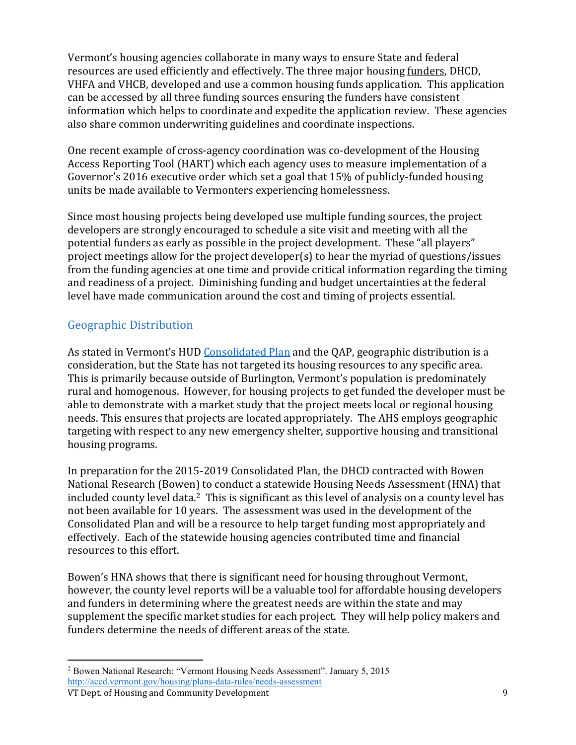Vermont's housing agencies collaborate in many ways to ensure State and federal resources are used efficiently and effectively. The three major housing funders, DHCD, VHFA and VHCB, developed and use a common housing funds application. This application can be accessed by all three funding sources ensuring the funders have consistent information which helps to coordinate and expedite the application review. These agencies also share common underwriting guidelines and coordinate inspections.

One recent example of cross-agency coordination was co-development of the Housing Access Reporting Tool (HART) which each agency uses to measure implementation of a Governor's 2016 executive order which set a goal that 15% of publicly-funded housing units be made available to Vermonters experiencing homelessness.

Since most housing projects being developed use multiple funding sources, the project developers are strongly encouraged to schedule a site visit and meeting with all the potential funders as early as possible in the project development. These "all players" project meetings allow for the project developer(s) to hear the myriad of questions/issues from the funding agencies at one time and provide critical information regarding the timing and readiness of a project. Diminishing funding and budget uncertainties at the federal level have made communication around the cost and timing of projects essential.

## Geographic Distribution

As stated in Vermont's HUD Consolidated Plan and the QAP, geographic distribution is a consideration, but the State has not targeted its housing resources to any specific area. This is primarily because outside of Burlington, Vermont's population is predominately rural and homogenous. However, for housing projects to get funded the developer must be able to demonstrate with a market study that the project meets local or regional housing needs. This ensures that projects are located appropriately. The AHS employs geographic targeting with respect to any new emergency shelter, supportive housing and transitional housing programs.

In preparation for the 2015-2019 Consolidated Plan, the DHCD contracted with Bowen National Research (Bowen) to conduct a statewide Housing Needs Assessment (HNA) that included county level data.[2] This is significant as this level of analysis on a county level has not been available for 10 years. The assessment was used in the development of the Consolidated Plan and will be a resource to help target funding most appropriately and effectively. Each of the statewide housing agencies contributed time and financial resources to this effort.

Bowen's HNA shows that there is significant need for housing throughout Vermont, however, the county level reports will be a valuable tool for affordable housing developers and funders in determining where the greatest needs are within the state and may supplement the specific market studies for each project. They will help policy makers and funders determine the needs of different areas of the state.

[2] Bowen National Research: "Vermont Housing Needs Assessment". January 5, 2015 http://accd.vermont.gov/housing/plans-data-rules/needs-assessment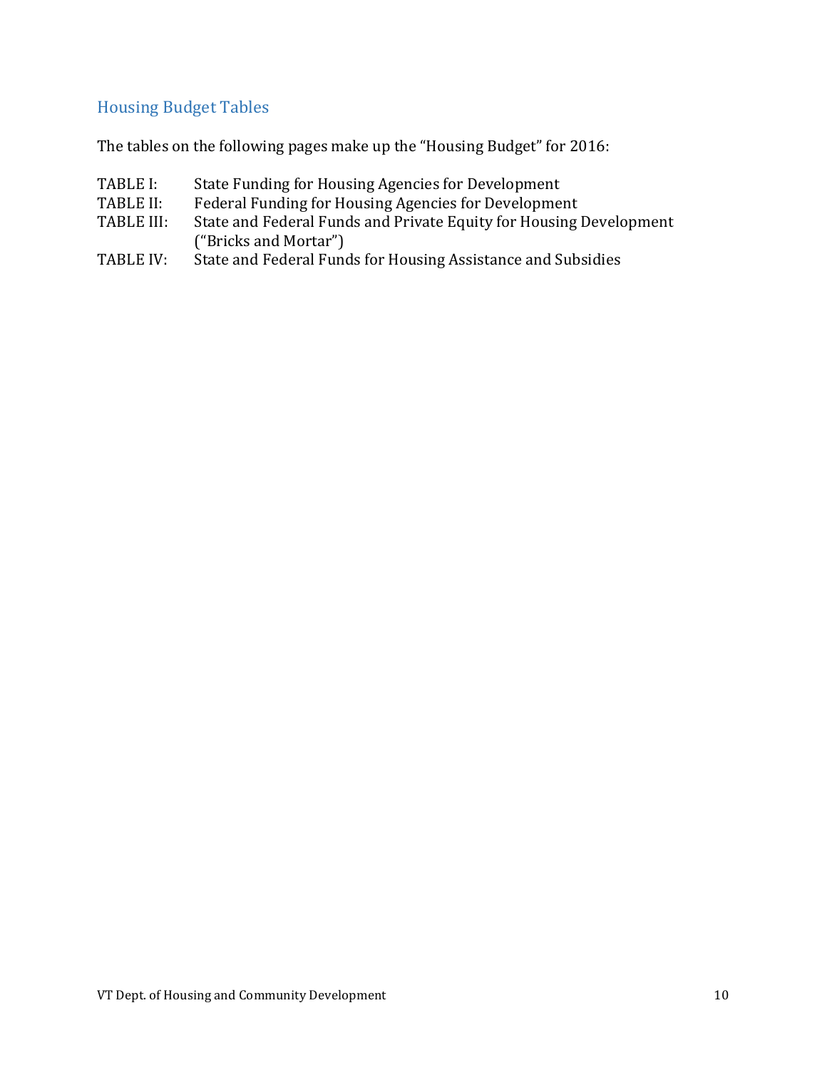## Housing Budget Tables

The tables on the following pages make up the "Housing Budget" for 2016:

TABLE I: State Funding for Housing Agencies for Development
TABLE II: Federal Funding for Housing Agencies for Development
TABLE III: State and Federal Funds and Private Equity for Housing Development ("Bricks and Mortar")
TABLE IV: State and Federal Funds for Housing Assistance and Subsidies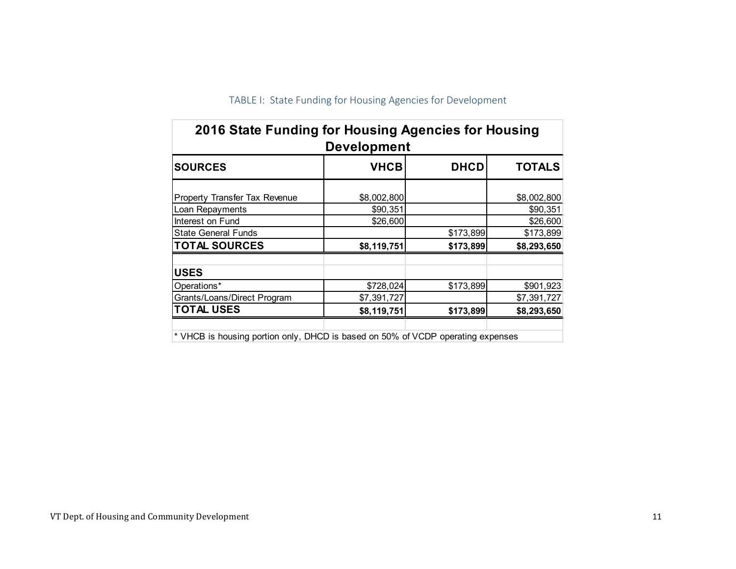TABLE I: State Funding for Housing Agencies for Development

| 2016 State Funding for Housing Agencies for Housing Development | | | |
|---|---|---|---|
| **SOURCES** | **VHCB** | **DHCD** | **TOTALS** |
| Property Transfer Tax Revenue | $8,002,800 | | $8,002,800 |
| Loan Repayments | $90,351 | | $90,351 |
| Interest on Fund | $26,600 | | $26,600 |
| State General Funds | | $173,899 | $173,899 |
| **TOTAL SOURCES** | **$8,119,751** | **$173,899** | **$8,293,650** |
| | | | |
| **USES** | | | |
| Operations* | $728,024 | $173,899 | $901,923 |
| Grants/Loans/Direct Program | $7,391,727 | | $7,391,727 |
| **TOTAL USES** | **$8,119,751** | **$173,899** | **$8,293,650** |

* VHCB is housing portion only, DHCD is based on 50% of VCDP operating expenses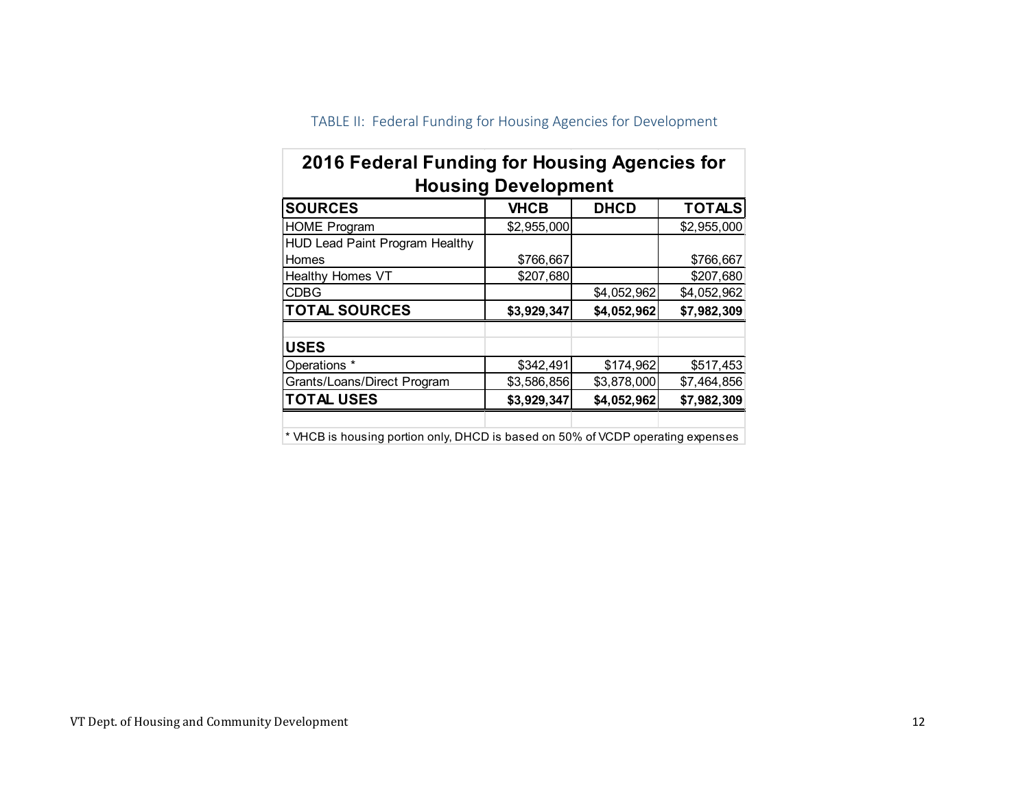TABLE II: Federal Funding for Housing Agencies for Development

| 2016 Federal Funding for Housing Agencies for Housing Development | | | |
|---|---|---|---|
| **SOURCES** | **VHCB** | **DHCD** | **TOTALS** |
| HOME Program | $2,955,000 | | $2,955,000 |
| HUD Lead Paint Program Healthy Homes | $766,667 | | $766,667 |
| Healthy Homes VT | $207,680 | | $207,680 |
| CDBG | | $4,052,962 | $4,052,962 |
| **TOTAL SOURCES** | **$3,929,347** | **$4,052,962** | **$7,982,309** |
| | | | |
| **USES** | | | |
| Operations * | $342,491 | $174,962 | $517,453 |
| Grants/Loans/Direct Program | $3,586,856 | $3,878,000 | $7,464,856 |
| **TOTAL USES** | **$3,929,347** | **$4,052,962** | **$7,982,309** |

* VHCB is housing portion only, DHCD is based on 50% of VCDP operating expenses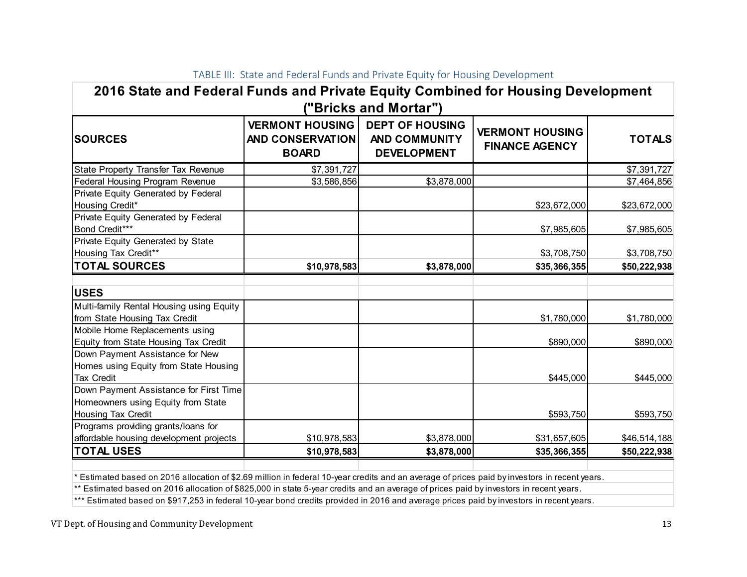TABLE III: State and Federal Funds and Private Equity for Housing Development

## 2016 State and Federal Funds and Private Equity Combined for Housing Development ("Bricks and Mortar")

| SOURCES | VERMONT HOUSING AND CONSERVATION BOARD | DEPT OF HOUSING AND COMMUNITY DEVELOPMENT | VERMONT HOUSING FINANCE AGENCY | TOTALS |
|---|---|---|---|---|
| State Property Transfer Tax Revenue | $7,391,727 | | | $7,391,727 |
| Federal Housing Program Revenue | $3,586,856 | $3,878,000 | | $7,464,856 |
| Private Equity Generated by Federal Housing Credit* | | | $23,672,000 | $23,672,000 |
| Private Equity Generated by Federal Bond Credit*** | | | $7,985,605 | $7,985,605 |
| Private Equity Generated by State Housing Tax Credit** | | | $3,708,750 | $3,708,750 |
| **TOTAL SOURCES** | **$10,978,583** | **$3,878,000** | **$35,366,355** | **$50,222,938** |
| | | | | |
| **USES** | | | | |
| Multi-family Rental Housing using Equity from State Housing Tax Credit | | | $1,780,000 | $1,780,000 |
| Mobile Home Replacements using Equity from State Housing Tax Credit | | | $890,000 | $890,000 |
| Down Payment Assistance for New Homes using Equity from State Housing Tax Credit | | | $445,000 | $445,000 |
| Down Payment Assistance for First Time Homeowners using Equity from State Housing Tax Credit | | | $593,750 | $593,750 |
| Programs providing grants/loans for affordable housing development projects | $10,978,583 | $3,878,000 | $31,657,605 | $46,514,188 |
| **TOTAL USES** | **$10,978,583** | **$3,878,000** | **$35,366,355** | **$50,222,938** |

\* Estimated based on 2016 allocation of $2.69 million in federal 10-year credits and an average of prices paid by investors in recent years.

\** Estimated based on 2016 allocation of $825,000 in state 5-year credits and an average of prices paid by investors in recent years.

\*** Estimated based on $917,253 in federal 10-year bond credits provided in 2016 and average prices paid by investors in recent years.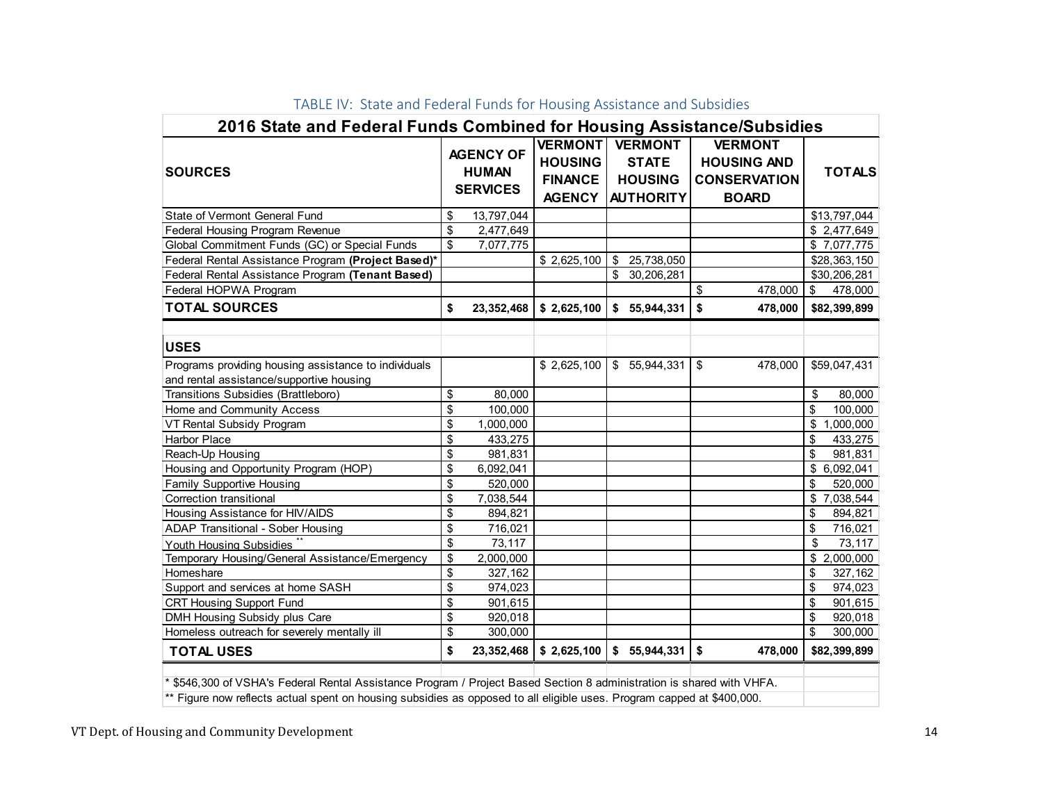TABLE IV: State and Federal Funds for Housing Assistance and Subsidies

| **2016 State and Federal Funds Combined for Housing Assistance/Subsidies** | | | | | |
|---|---|---|---|---|---|
| **SOURCES** | **AGENCY OF HUMAN SERVICES** | **VERMONT HOUSING FINANCE AGENCY** | **VERMONT STATE HOUSING AUTHORITY** | **VERMONT HOUSING AND CONSERVATION BOARD** | **TOTALS** |
| State of Vermont General Fund | $ 13,797,044 | | | | $13,797,044 |
| Federal Housing Program Revenue | $ 2,477,649 | | | | $ 2,477,649 |
| Global Commitment Funds (GC) or Special Funds | $ 7,077,775 | | | | $ 7,077,775 |
| Federal Rental Assistance Program **(Project Based)*** | | $ 2,625,100 | $ 25,738,050 | | $28,363,150 |
| Federal Rental Assistance Program **(Tenant Based)** | | | $ 30,206,281 | | $30,206,281 |
| Federal HOPWA Program | | | | $ 478,000 | $ 478,000 |
| **TOTAL SOURCES** | **$ 23,352,468** | **$ 2,625,100** | **$ 55,944,331** | **$ 478,000** | **$82,399,899** |
| | | | | | |
| **USES** | | | | | |
| Programs providing housing assistance to individuals and rental assistance/supportive housing | | $ 2,625,100 | $ 55,944,331 | $ 478,000 | $59,047,431 |
| Transitions Subsidies (Brattleboro) | $ 80,000 | | | | $ 80,000 |
| Home and Community Access | $ 100,000 | | | | $ 100,000 |
| VT Rental Subsidy Program | $ 1,000,000 | | | | $ 1,000,000 |
| Harbor Place | $ 433,275 | | | | $ 433,275 |
| Reach-Up Housing | $ 981,831 | | | | $ 981,831 |
| Housing and Opportunity Program (HOP) | $ 6,092,041 | | | | $ 6,092,041 |
| Family Supportive Housing | $ 520,000 | | | | $ 520,000 |
| Correction transitional | $ 7,038,544 | | | | $ 7,038,544 |
| Housing Assistance for HIV/AIDS | $ 894,821 | | | | $ 894,821 |
| ADAP Transitional - Sober Housing | $ 716,021 | | | | $ 716,021 |
| Youth Housing Subsidies ** | $ 73,117 | | | | $ 73,117 |
| Temporary Housing/General Assistance/Emergency | $ 2,000,000 | | | | $ 2,000,000 |
| Homeshare | $ 327,162 | | | | $ 327,162 |
| Support and services at home SASH | $ 974,023 | | | | $ 974,023 |
| CRT Housing Support Fund | $ 901,615 | | | | $ 901,615 |
| DMH Housing Subsidy plus Care | $ 920,018 | | | | $ 920,018 |
| Homeless outreach for severely mentally ill | $ 300,000 | | | | $ 300,000 |
| **TOTAL USES** | **$ 23,352,468** | **$ 2,625,100** | **$ 55,944,331** | **$ 478,000** | **$82,399,899** |

\* $546,300 of VSHA's Federal Rental Assistance Program / Project Based Section 8 administration is shared with VHFA.

** Figure now reflects actual spent on housing subsidies as opposed to all eligible uses. Program capped at $400,000.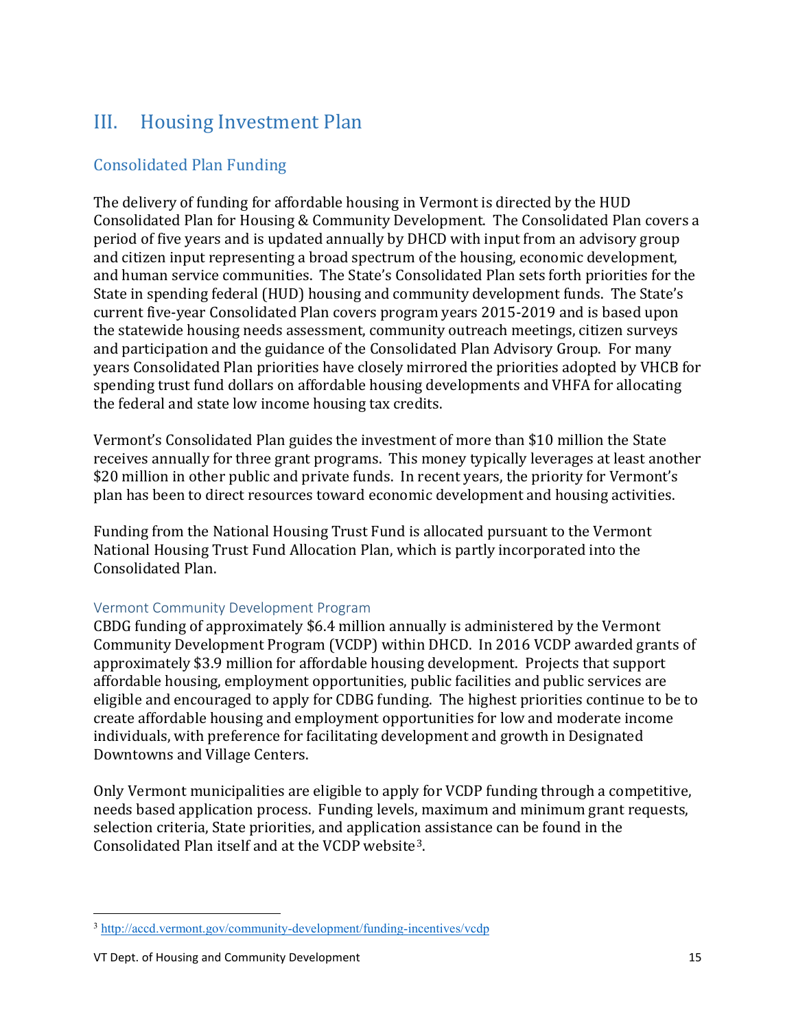# III. Housing Investment Plan

## Consolidated Plan Funding

The delivery of funding for affordable housing in Vermont is directed by the HUD Consolidated Plan for Housing & Community Development. The Consolidated Plan covers a period of five years and is updated annually by DHCD with input from an advisory group and citizen input representing a broad spectrum of the housing, economic development, and human service communities. The State's Consolidated Plan sets forth priorities for the State in spending federal (HUD) housing and community development funds. The State's current five-year Consolidated Plan covers program years 2015-2019 and is based upon the statewide housing needs assessment, community outreach meetings, citizen surveys and participation and the guidance of the Consolidated Plan Advisory Group. For many years Consolidated Plan priorities have closely mirrored the priorities adopted by VHCB for spending trust fund dollars on affordable housing developments and VHFA for allocating the federal and state low income housing tax credits.

Vermont's Consolidated Plan guides the investment of more than $10 million the State receives annually for three grant programs. This money typically leverages at least another $20 million in other public and private funds. In recent years, the priority for Vermont's plan has been to direct resources toward economic development and housing activities.

Funding from the National Housing Trust Fund is allocated pursuant to the Vermont National Housing Trust Fund Allocation Plan, which is partly incorporated into the Consolidated Plan.

### Vermont Community Development Program

CBDG funding of approximately $6.4 million annually is administered by the Vermont Community Development Program (VCDP) within DHCD. In 2016 VCDP awarded grants of approximately $3.9 million for affordable housing development. Projects that support affordable housing, employment opportunities, public facilities and public services are eligible and encouraged to apply for CDBG funding. The highest priorities continue to be to create affordable housing and employment opportunities for low and moderate income individuals, with preference for facilitating development and growth in Designated Downtowns and Village Centers.

Only Vermont municipalities are eligible to apply for VCDP funding through a competitive, needs based application process. Funding levels, maximum and minimum grant requests, selection criteria, State priorities, and application assistance can be found in the Consolidated Plan itself and at the VCDP website[3].

[3] http://accd.vermont.gov/community-development/funding-incentives/vcdp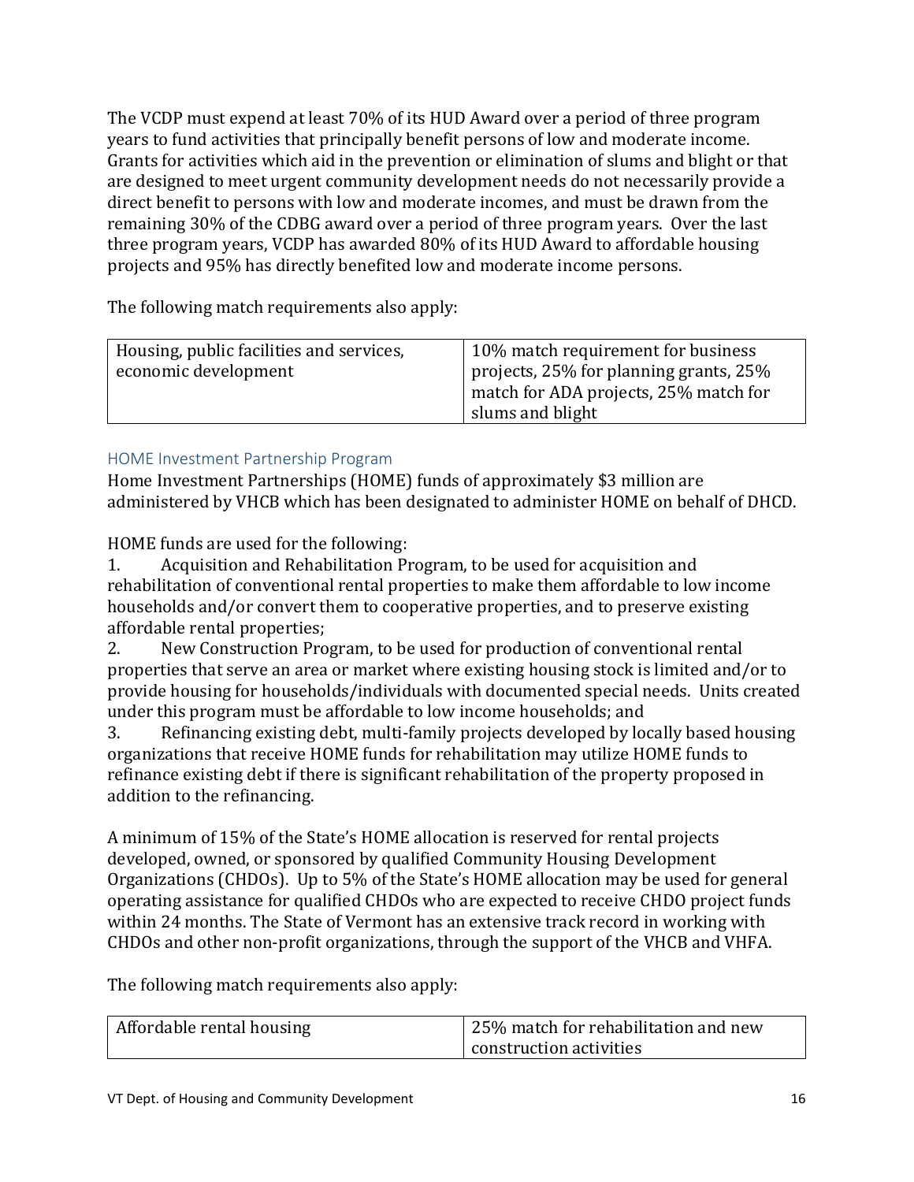The VCDP must expend at least 70% of its HUD Award over a period of three program years to fund activities that principally benefit persons of low and moderate income. Grants for activities which aid in the prevention or elimination of slums and blight or that are designed to meet urgent community development needs do not necessarily provide a direct benefit to persons with low and moderate incomes, and must be drawn from the remaining 30% of the CDBG award over a period of three program years. Over the last three program years, VCDP has awarded 80% of its HUD Award to affordable housing projects and 95% has directly benefited low and moderate income persons.

The following match requirements also apply:

| Housing, public facilities and services, economic development | 10% match requirement for business projects, 25% for planning grants, 25% match for ADA projects, 25% match for slums and blight |
|---|---|

### HOME Investment Partnership Program

Home Investment Partnerships (HOME) funds of approximately $3 million are administered by VHCB which has been designated to administer HOME on behalf of DHCD.

HOME funds are used for the following:

1. Acquisition and Rehabilitation Program, to be used for acquisition and rehabilitation of conventional rental properties to make them affordable to low income households and/or convert them to cooperative properties, and to preserve existing affordable rental properties;
2. New Construction Program, to be used for production of conventional rental properties that serve an area or market where existing housing stock is limited and/or to provide housing for households/individuals with documented special needs. Units created under this program must be affordable to low income households; and
3. Refinancing existing debt, multi-family projects developed by locally based housing organizations that receive HOME funds for rehabilitation may utilize HOME funds to refinance existing debt if there is significant rehabilitation of the property proposed in addition to the refinancing.

A minimum of 15% of the State's HOME allocation is reserved for rental projects developed, owned, or sponsored by qualified Community Housing Development Organizations (CHDOs). Up to 5% of the State's HOME allocation may be used for general operating assistance for qualified CHDOs who are expected to receive CHDO project funds within 24 months. The State of Vermont has an extensive track record in working with CHDOs and other non-profit organizations, through the support of the VHCB and VHFA.

The following match requirements also apply:

| Affordable rental housing | 25% match for rehabilitation and new construction activities |
|---|---|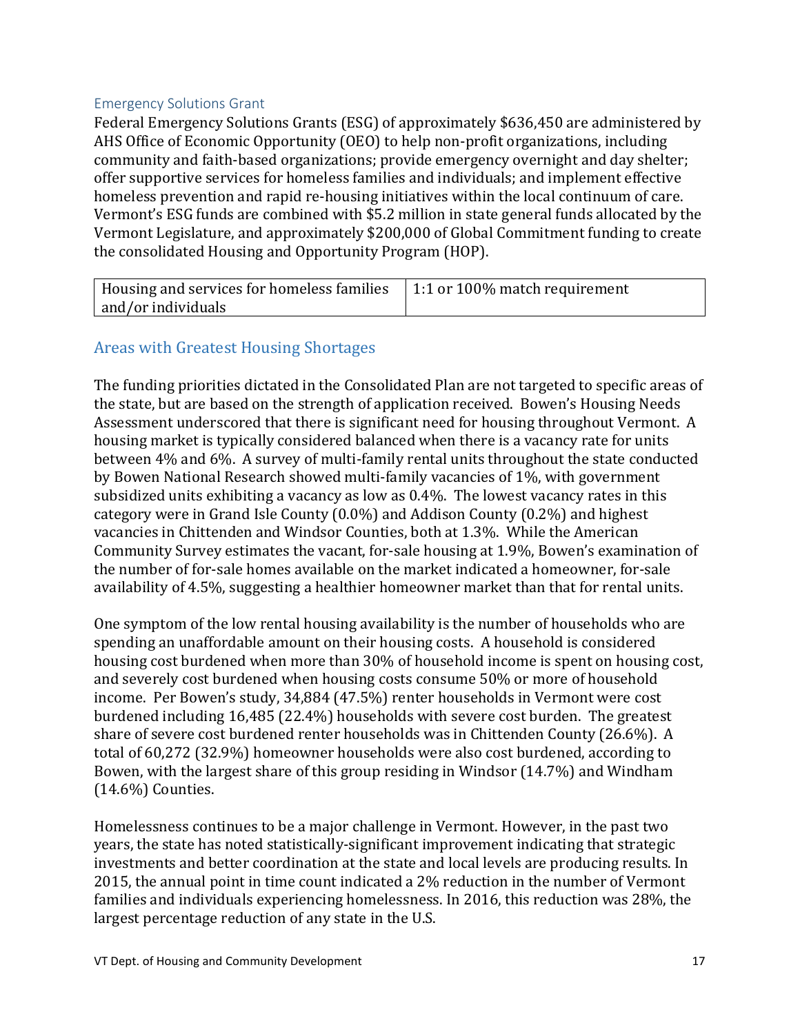### Emergency Solutions Grant

Federal Emergency Solutions Grants (ESG) of approximately $636,450 are administered by AHS Office of Economic Opportunity (OEO) to help non-profit organizations, including community and faith-based organizations; provide emergency overnight and day shelter; offer supportive services for homeless families and individuals; and implement effective homeless prevention and rapid re-housing initiatives within the local continuum of care. Vermont's ESG funds are combined with $5.2 million in state general funds allocated by the Vermont Legislature, and approximately $200,000 of Global Commitment funding to create the consolidated Housing and Opportunity Program (HOP).

| Housing and services for homeless families and/or individuals | 1:1 or 100% match requirement |
|---|---|

## Areas with Greatest Housing Shortages

The funding priorities dictated in the Consolidated Plan are not targeted to specific areas of the state, but are based on the strength of application received. Bowen's Housing Needs Assessment underscored that there is significant need for housing throughout Vermont. A housing market is typically considered balanced when there is a vacancy rate for units between 4% and 6%. A survey of multi-family rental units throughout the state conducted by Bowen National Research showed multi-family vacancies of 1%, with government subsidized units exhibiting a vacancy as low as 0.4%. The lowest vacancy rates in this category were in Grand Isle County (0.0%) and Addison County (0.2%) and highest vacancies in Chittenden and Windsor Counties, both at 1.3%. While the American Community Survey estimates the vacant, for-sale housing at 1.9%, Bowen's examination of the number of for-sale homes available on the market indicated a homeowner, for-sale availability of 4.5%, suggesting a healthier homeowner market than that for rental units.

One symptom of the low rental housing availability is the number of households who are spending an unaffordable amount on their housing costs. A household is considered housing cost burdened when more than 30% of household income is spent on housing cost, and severely cost burdened when housing costs consume 50% or more of household income. Per Bowen's study, 34,884 (47.5%) renter households in Vermont were cost burdened including 16,485 (22.4%) households with severe cost burden. The greatest share of severe cost burdened renter households was in Chittenden County (26.6%). A total of 60,272 (32.9%) homeowner households were also cost burdened, according to Bowen, with the largest share of this group residing in Windsor (14.7%) and Windham (14.6%) Counties.

Homelessness continues to be a major challenge in Vermont. However, in the past two years, the state has noted statistically-significant improvement indicating that strategic investments and better coordination at the state and local levels are producing results. In 2015, the annual point in time count indicated a 2% reduction in the number of Vermont families and individuals experiencing homelessness. In 2016, this reduction was 28%, the largest percentage reduction of any state in the U.S.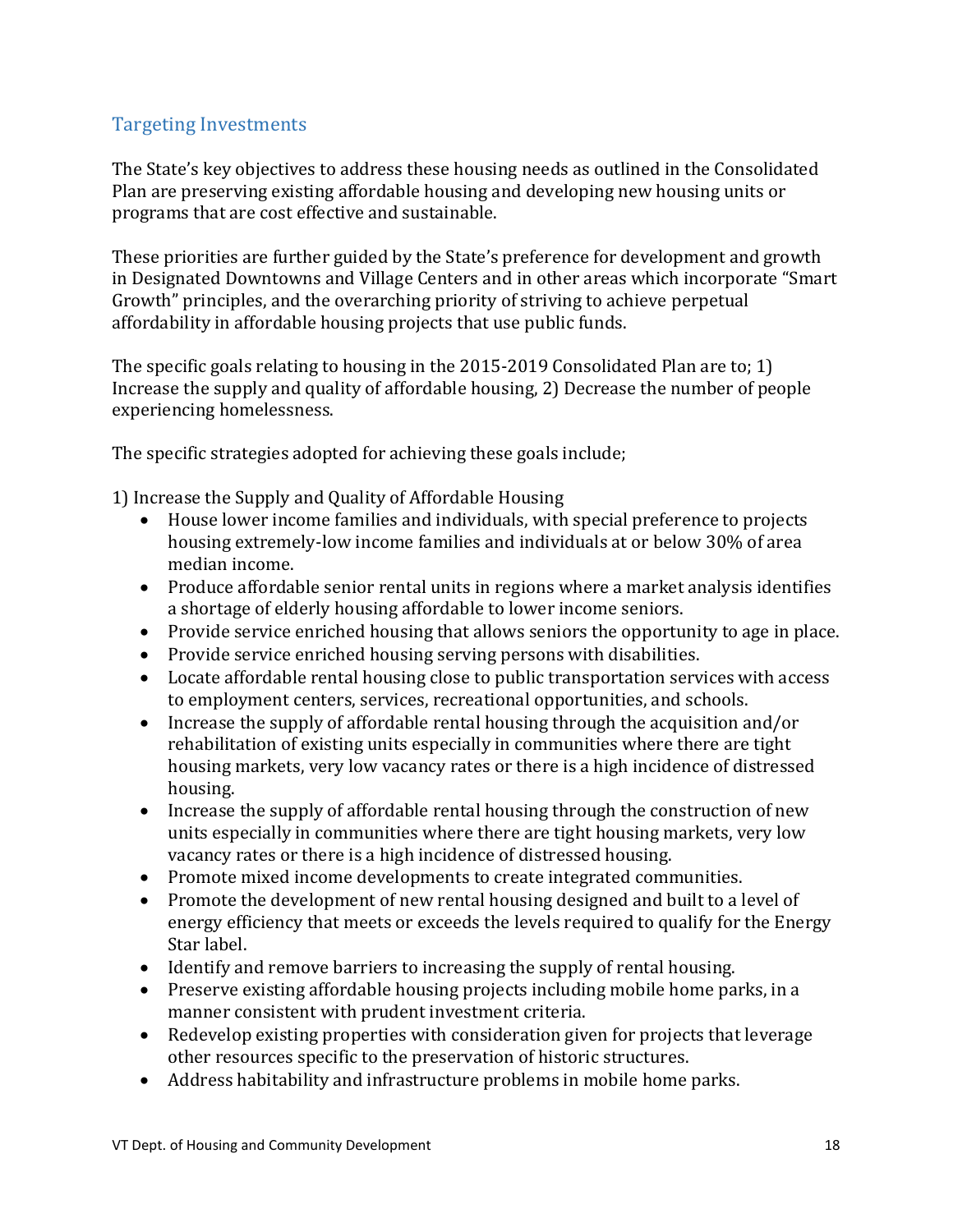## Targeting Investments

The State's key objectives to address these housing needs as outlined in the Consolidated Plan are preserving existing affordable housing and developing new housing units or programs that are cost effective and sustainable.

These priorities are further guided by the State's preference for development and growth in Designated Downtowns and Village Centers and in other areas which incorporate "Smart Growth" principles, and the overarching priority of striving to achieve perpetual affordability in affordable housing projects that use public funds.

The specific goals relating to housing in the 2015-2019 Consolidated Plan are to; 1) Increase the supply and quality of affordable housing, 2) Decrease the number of people experiencing homelessness.

The specific strategies adopted for achieving these goals include;

1) Increase the Supply and Quality of Affordable Housing

- House lower income families and individuals, with special preference to projects housing extremely-low income families and individuals at or below 30% of area median income.
- Produce affordable senior rental units in regions where a market analysis identifies a shortage of elderly housing affordable to lower income seniors.
- Provide service enriched housing that allows seniors the opportunity to age in place.
- Provide service enriched housing serving persons with disabilities.
- Locate affordable rental housing close to public transportation services with access to employment centers, services, recreational opportunities, and schools.
- Increase the supply of affordable rental housing through the acquisition and/or rehabilitation of existing units especially in communities where there are tight housing markets, very low vacancy rates or there is a high incidence of distressed housing.
- Increase the supply of affordable rental housing through the construction of new units especially in communities where there are tight housing markets, very low vacancy rates or there is a high incidence of distressed housing.
- Promote mixed income developments to create integrated communities.
- Promote the development of new rental housing designed and built to a level of energy efficiency that meets or exceeds the levels required to qualify for the Energy Star label.
- Identify and remove barriers to increasing the supply of rental housing.
- Preserve existing affordable housing projects including mobile home parks, in a manner consistent with prudent investment criteria.
- Redevelop existing properties with consideration given for projects that leverage other resources specific to the preservation of historic structures.
- Address habitability and infrastructure problems in mobile home parks.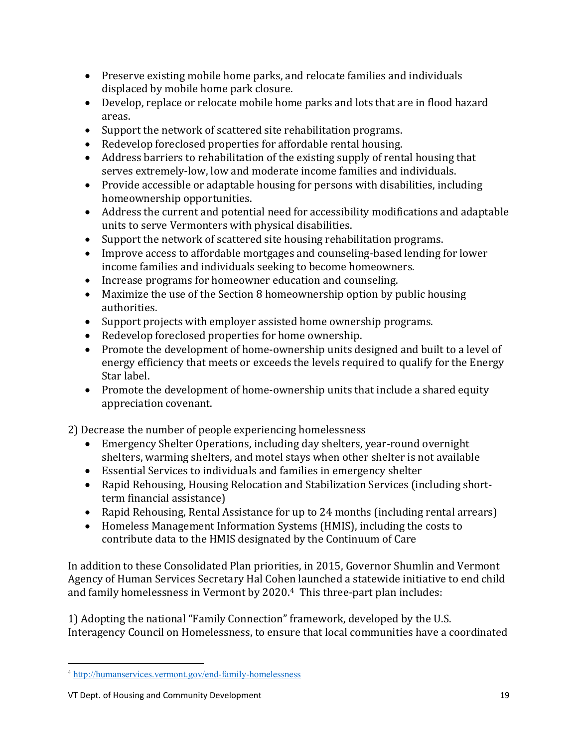- Preserve existing mobile home parks, and relocate families and individuals displaced by mobile home park closure.
- Develop, replace or relocate mobile home parks and lots that are in flood hazard areas.
- Support the network of scattered site rehabilitation programs.
- Redevelop foreclosed properties for affordable rental housing.
- Address barriers to rehabilitation of the existing supply of rental housing that serves extremely-low, low and moderate income families and individuals.
- Provide accessible or adaptable housing for persons with disabilities, including homeownership opportunities.
- Address the current and potential need for accessibility modifications and adaptable units to serve Vermonters with physical disabilities.
- Support the network of scattered site housing rehabilitation programs.
- Improve access to affordable mortgages and counseling-based lending for lower income families and individuals seeking to become homeowners.
- Increase programs for homeowner education and counseling.
- Maximize the use of the Section 8 homeownership option by public housing authorities.
- Support projects with employer assisted home ownership programs.
- Redevelop foreclosed properties for home ownership.
- Promote the development of home-ownership units designed and built to a level of energy efficiency that meets or exceeds the levels required to qualify for the Energy Star label.
- Promote the development of home-ownership units that include a shared equity appreciation covenant.

2) Decrease the number of people experiencing homelessness

- Emergency Shelter Operations, including day shelters, year-round overnight shelters, warming shelters, and motel stays when other shelter is not available
- Essential Services to individuals and families in emergency shelter
- Rapid Rehousing, Housing Relocation and Stabilization Services (including short-term financial assistance)
- Rapid Rehousing, Rental Assistance for up to 24 months (including rental arrears)
- Homeless Management Information Systems (HMIS), including the costs to contribute data to the HMIS designated by the Continuum of Care

In addition to these Consolidated Plan priorities, in 2015, Governor Shumlin and Vermont Agency of Human Services Secretary Hal Cohen launched a statewide initiative to end child and family homelessness in Vermont by 2020.[4] This three-part plan includes:

1) Adopting the national "Family Connection" framework, developed by the U.S. Interagency Council on Homelessness, to ensure that local communities have a coordinated

[4] http://humanservices.vermont.gov/end-family-homelessness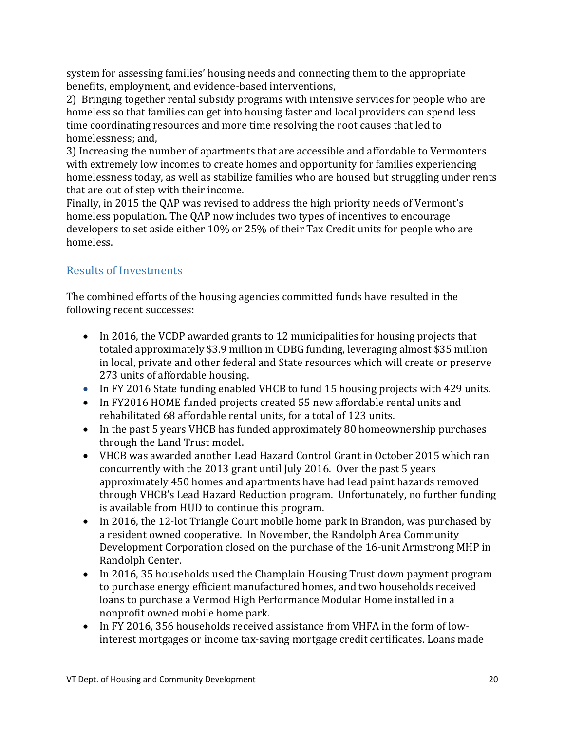system for assessing families' housing needs and connecting them to the appropriate benefits, employment, and evidence-based interventions,

2) Bringing together rental subsidy programs with intensive services for people who are homeless so that families can get into housing faster and local providers can spend less time coordinating resources and more time resolving the root causes that led to homelessness; and,

3) Increasing the number of apartments that are accessible and affordable to Vermonters with extremely low incomes to create homes and opportunity for families experiencing homelessness today, as well as stabilize families who are housed but struggling under rents that are out of step with their income.

Finally, in 2015 the QAP was revised to address the high priority needs of Vermont's homeless population. The QAP now includes two types of incentives to encourage developers to set aside either 10% or 25% of their Tax Credit units for people who are homeless.

## Results of Investments

The combined efforts of the housing agencies committed funds have resulted in the following recent successes:

- In 2016, the VCDP awarded grants to 12 municipalities for housing projects that totaled approximately $3.9 million in CDBG funding, leveraging almost $35 million in local, private and other federal and State resources which will create or preserve 273 units of affordable housing.
- In FY 2016 State funding enabled VHCB to fund 15 housing projects with 429 units.
- In FY2016 HOME funded projects created 55 new affordable rental units and rehabilitated 68 affordable rental units, for a total of 123 units.
- In the past 5 years VHCB has funded approximately 80 homeownership purchases through the Land Trust model.
- VHCB was awarded another Lead Hazard Control Grant in October 2015 which ran concurrently with the 2013 grant until July 2016. Over the past 5 years approximately 450 homes and apartments have had lead paint hazards removed through VHCB's Lead Hazard Reduction program. Unfortunately, no further funding is available from HUD to continue this program.
- In 2016, the 12-lot Triangle Court mobile home park in Brandon, was purchased by a resident owned cooperative. In November, the Randolph Area Community Development Corporation closed on the purchase of the 16-unit Armstrong MHP in Randolph Center.
- In 2016, 35 households used the Champlain Housing Trust down payment program to purchase energy efficient manufactured homes, and two households received loans to purchase a Vermod High Performance Modular Home installed in a nonprofit owned mobile home park.
- In FY 2016, 356 households received assistance from VHFA in the form of low-interest mortgages or income tax-saving mortgage credit certificates. Loans made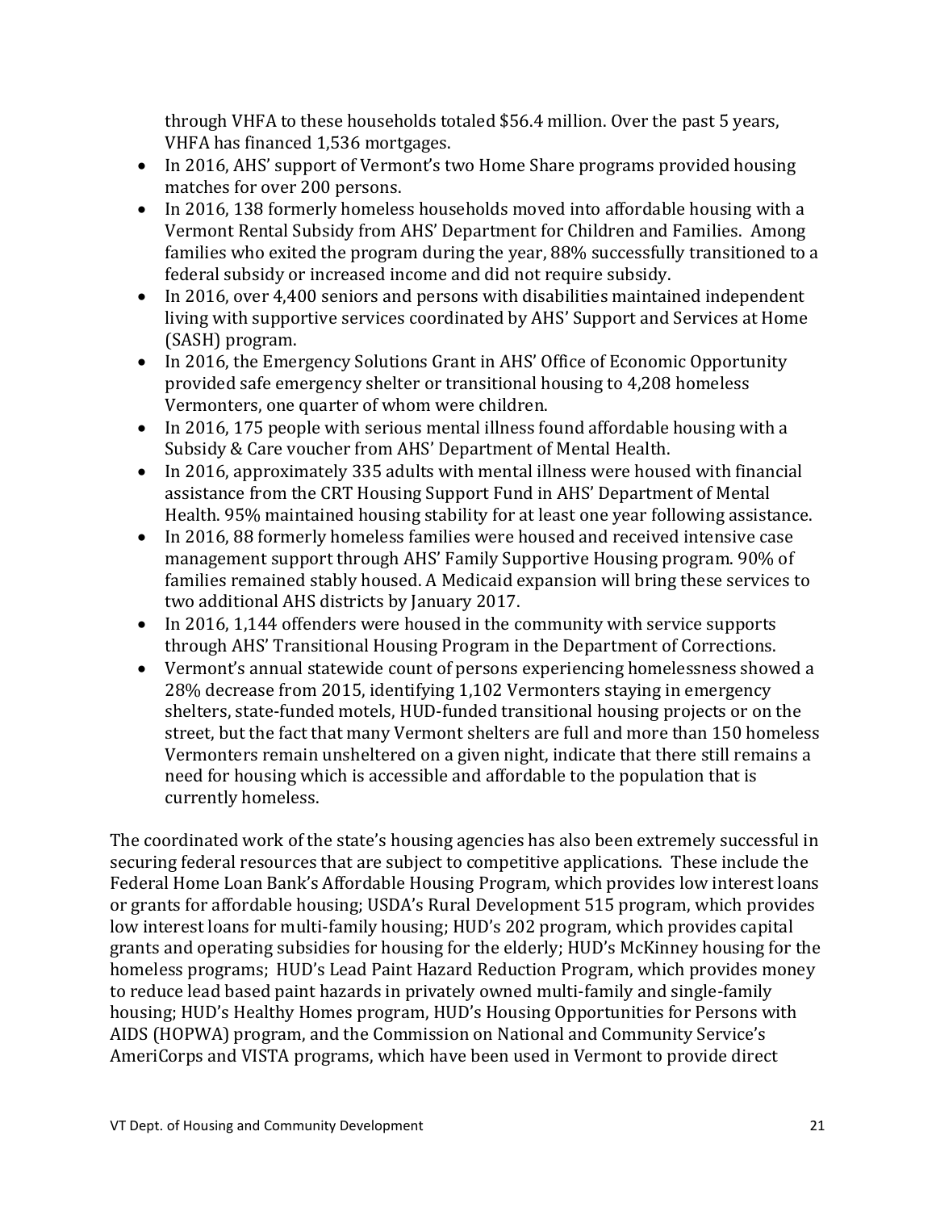through VHFA to these households totaled $56.4 million. Over the past 5 years, VHFA has financed 1,536 mortgages.

- In 2016, AHS' support of Vermont's two Home Share programs provided housing matches for over 200 persons.
- In 2016, 138 formerly homeless households moved into affordable housing with a Vermont Rental Subsidy from AHS' Department for Children and Families. Among families who exited the program during the year, 88% successfully transitioned to a federal subsidy or increased income and did not require subsidy.
- In 2016, over 4,400 seniors and persons with disabilities maintained independent living with supportive services coordinated by AHS' Support and Services at Home (SASH) program.
- In 2016, the Emergency Solutions Grant in AHS' Office of Economic Opportunity provided safe emergency shelter or transitional housing to 4,208 homeless Vermonters, one quarter of whom were children.
- In 2016, 175 people with serious mental illness found affordable housing with a Subsidy & Care voucher from AHS' Department of Mental Health.
- In 2016, approximately 335 adults with mental illness were housed with financial assistance from the CRT Housing Support Fund in AHS' Department of Mental Health. 95% maintained housing stability for at least one year following assistance.
- In 2016, 88 formerly homeless families were housed and received intensive case management support through AHS' Family Supportive Housing program. 90% of families remained stably housed. A Medicaid expansion will bring these services to two additional AHS districts by January 2017.
- In 2016, 1,144 offenders were housed in the community with service supports through AHS' Transitional Housing Program in the Department of Corrections.
- Vermont's annual statewide count of persons experiencing homelessness showed a 28% decrease from 2015, identifying 1,102 Vermonters staying in emergency shelters, state-funded motels, HUD-funded transitional housing projects or on the street, but the fact that many Vermont shelters are full and more than 150 homeless Vermonters remain unsheltered on a given night, indicate that there still remains a need for housing which is accessible and affordable to the population that is currently homeless.

The coordinated work of the state's housing agencies has also been extremely successful in securing federal resources that are subject to competitive applications. These include the Federal Home Loan Bank's Affordable Housing Program, which provides low interest loans or grants for affordable housing; USDA's Rural Development 515 program, which provides low interest loans for multi-family housing; HUD's 202 program, which provides capital grants and operating subsidies for housing for the elderly; HUD's McKinney housing for the homeless programs; HUD's Lead Paint Hazard Reduction Program, which provides money to reduce lead based paint hazards in privately owned multi-family and single-family housing; HUD's Healthy Homes program, HUD's Housing Opportunities for Persons with AIDS (HOPWA) program, and the Commission on National and Community Service's AmeriCorps and VISTA programs, which have been used in Vermont to provide direct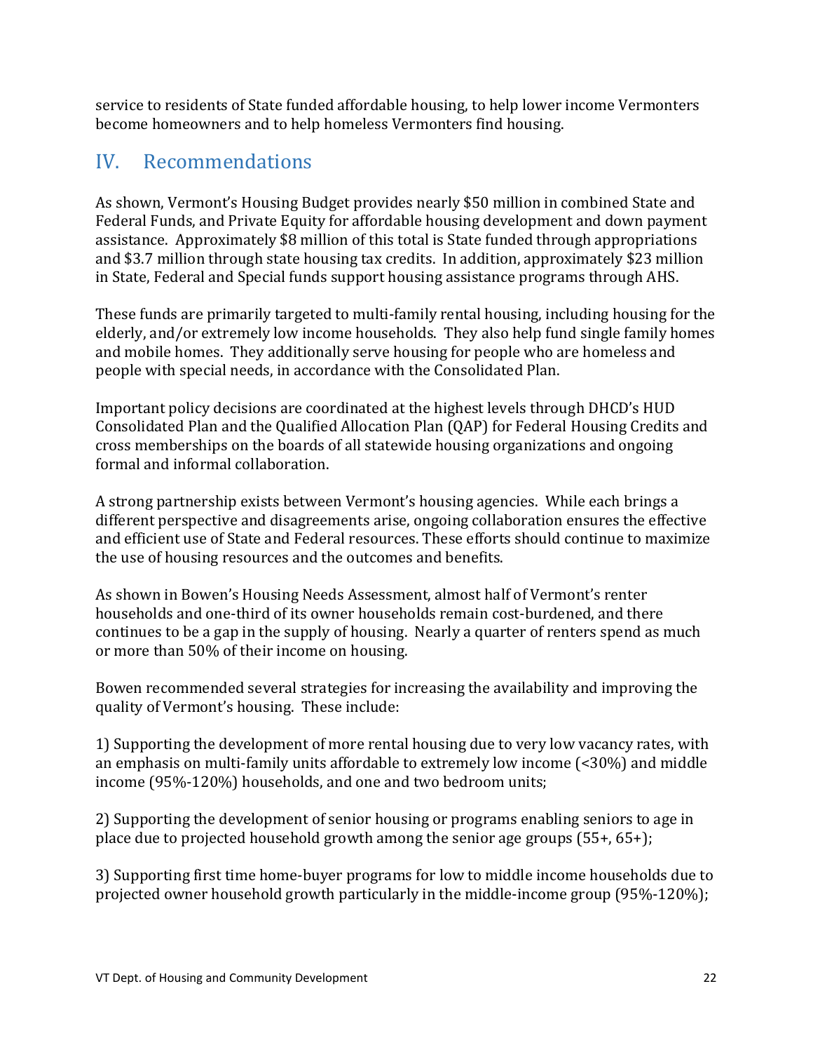service to residents of State funded affordable housing, to help lower income Vermonters become homeowners and to help homeless Vermonters find housing.

## IV. Recommendations

As shown, Vermont's Housing Budget provides nearly $50 million in combined State and Federal Funds, and Private Equity for affordable housing development and down payment assistance. Approximately $8 million of this total is State funded through appropriations and $3.7 million through state housing tax credits. In addition, approximately $23 million in State, Federal and Special funds support housing assistance programs through AHS.

These funds are primarily targeted to multi-family rental housing, including housing for the elderly, and/or extremely low income households. They also help fund single family homes and mobile homes. They additionally serve housing for people who are homeless and people with special needs, in accordance with the Consolidated Plan.

Important policy decisions are coordinated at the highest levels through DHCD's HUD Consolidated Plan and the Qualified Allocation Plan (QAP) for Federal Housing Credits and cross memberships on the boards of all statewide housing organizations and ongoing formal and informal collaboration.

A strong partnership exists between Vermont's housing agencies. While each brings a different perspective and disagreements arise, ongoing collaboration ensures the effective and efficient use of State and Federal resources. These efforts should continue to maximize the use of housing resources and the outcomes and benefits.

As shown in Bowen's Housing Needs Assessment, almost half of Vermont's renter households and one-third of its owner households remain cost-burdened, and there continues to be a gap in the supply of housing. Nearly a quarter of renters spend as much or more than 50% of their income on housing.

Bowen recommended several strategies for increasing the availability and improving the quality of Vermont's housing. These include:

1) Supporting the development of more rental housing due to very low vacancy rates, with an emphasis on multi-family units affordable to extremely low income (<30%) and middle income (95%-120%) households, and one and two bedroom units;

2) Supporting the development of senior housing or programs enabling seniors to age in place due to projected household growth among the senior age groups (55+, 65+);

3) Supporting first time home-buyer programs for low to middle income households due to projected owner household growth particularly in the middle-income group (95%-120%);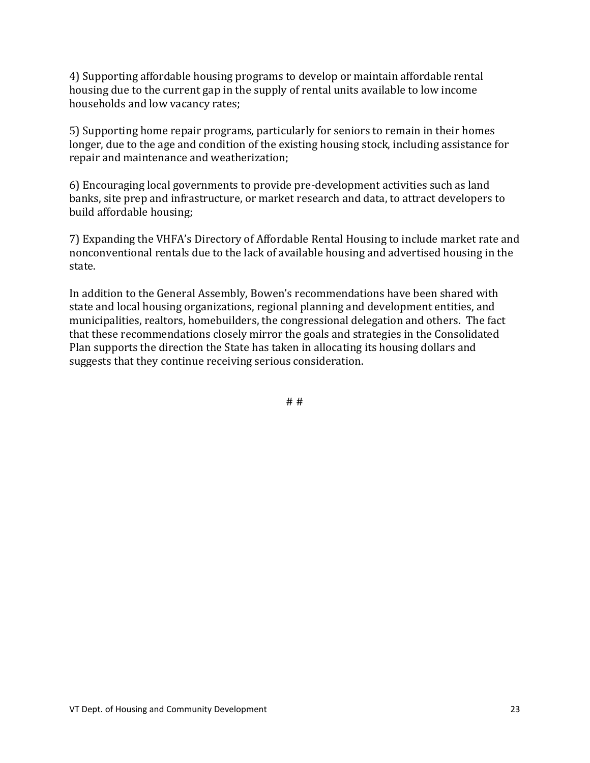4) Supporting affordable housing programs to develop or maintain affordable rental housing due to the current gap in the supply of rental units available to low income households and low vacancy rates;

5) Supporting home repair programs, particularly for seniors to remain in their homes longer, due to the age and condition of the existing housing stock, including assistance for repair and maintenance and weatherization;

6) Encouraging local governments to provide pre-development activities such as land banks, site prep and infrastructure, or market research and data, to attract developers to build affordable housing;

7) Expanding the VHFA's Directory of Affordable Rental Housing to include market rate and nonconventional rentals due to the lack of available housing and advertised housing in the state.

In addition to the General Assembly, Bowen's recommendations have been shared with state and local housing organizations, regional planning and development entities, and municipalities, realtors, homebuilders, the congressional delegation and others. The fact that these recommendations closely mirror the goals and strategies in the Consolidated Plan supports the direction the State has taken in allocating its housing dollars and suggests that they continue receiving serious consideration.

# #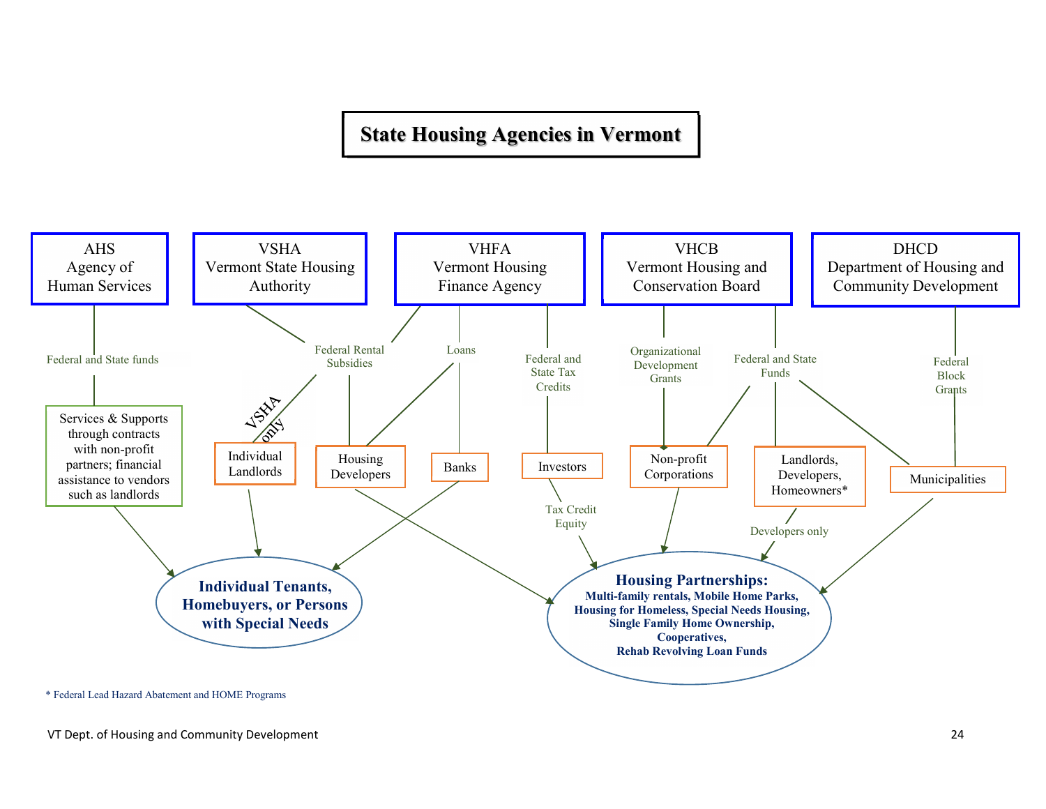# State Housing Agencies in Vermont

AHS
Agency of Human Services

VSHA
Vermont State Housing Authority

VHFA
Vermont Housing Finance Agency

VHCB
Vermont Housing and Conservation Board

DHCD
Department of Housing and Community Development

Federal and State funds

Federal Rental Subsidies

Loans

Federal and State Tax Credits

Organizational Development Grants

Federal and State Funds

Federal Block Grants

VSHA only

Services & Supports through contracts with non-profit partners; financial assistance to vendors such as landlords

Individual Landlords

Housing Developers

Banks

Investors

Non-profit Corporations

Landlords, Developers, Homeowners*

Municipalities

Tax Credit Equity

Developers only

**Individual Tenants, Homebuyers, or Persons with Special Needs**

**Housing Partnerships:**
**Multi-family rentals, Mobile Home Parks, Housing for Homeless, Special Needs Housing, Single Family Home Ownership, Cooperatives, Rehab Revolving Loan Funds**

* Federal Lead Hazard Abatement and HOME Programs

VT Dept. of Housing and Community Development